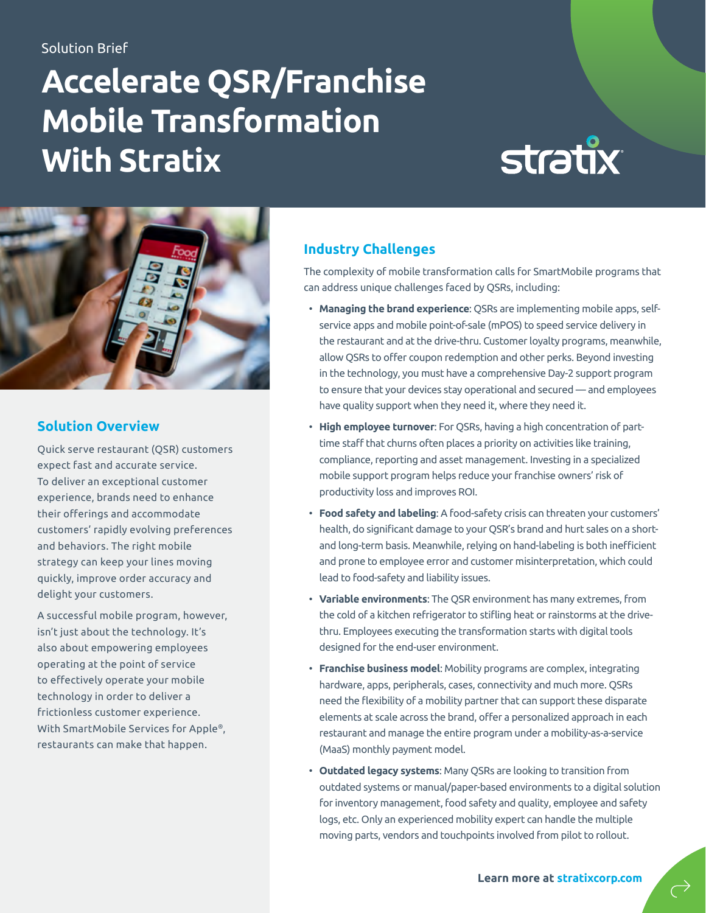Solution Brief

# Accelerate QSR/Franchise Mobile Transformation With Stratix

## Solution Overview

Quick serve restaurant (QSR) customers expect fast and accurate service. To deliver an exceptional customer experience, brands need to enhance their offerings and accommodate customers' rapidly evolving preferences and behaviors. The right mobile strategy can keep your lines moving quickly, improve order accuracy and delight your customers.

A successful mobile program, however, isn't just about the technology. It's also about empowering employees operating at the point of service to effectively operate your mobile technology in order to deliver a frictionless customer experience. With SmartMobile Services for Apple®, restaurants can make that happen.

## Industry Challenges

The complexity of mobile transformation calls for SmartMobile programs that can address unique challenges faced by QSRs, including:

- **Managing the brand experience**: QSRs are implementing mobile apps, self-service apps and mobile point-of-sale (mPOS) to speed service delivery in the restaurant and at the drive-thru. Customer loyalty programs, meanwhile, allow QSRs to offer coupon redemption and other perks. Beyond investing in the technology, you must have a comprehensive Day-2 support program to ensure that your devices stay operational and secured — and employees have quality support when they need it, where they need it.
- **High employee turnover**: For QSRs, having a high concentration of part-time staff that churns often places a priority on activities like training, compliance, reporting and asset management. Investing in a specialized mobile support program helps reduce your franchise owners' risk of productivity loss and improves ROI.
- **Food safety and labeling**: A food-safety crisis can threaten your customers' health, do significant damage to your QSR's brand and hurt sales on a short- and long-term basis. Meanwhile, relying on hand-labeling is both inefficient and prone to employee error and customer misinterpretation, which could lead to food-safety and liability issues.
- **Variable environments**: The QSR environment has many extremes, from the cold of a kitchen refrigerator to stifling heat or rainstorms at the drive-thru. Employees executing the transformation starts with digital tools designed for the end-user environment.
- **Franchise business model**: Mobility programs are complex, integrating hardware, apps, peripherals, cases, connectivity and much more. QSRs need the flexibility of a mobility partner that can support these disparate elements at scale across the brand, offer a personalized approach in each restaurant and manage the entire program under a mobility-as-a-service (MaaS) monthly payment model.
- **Outdated legacy systems**: Many QSRs are looking to transition from outdated systems or manual/paper-based environments to a digital solution for inventory management, food safety and quality, employee and safety logs, etc. Only an experienced mobility expert can handle the multiple moving parts, vendors and touchpoints involved from pilot to rollout.

**Learn more at stratixcorp.com**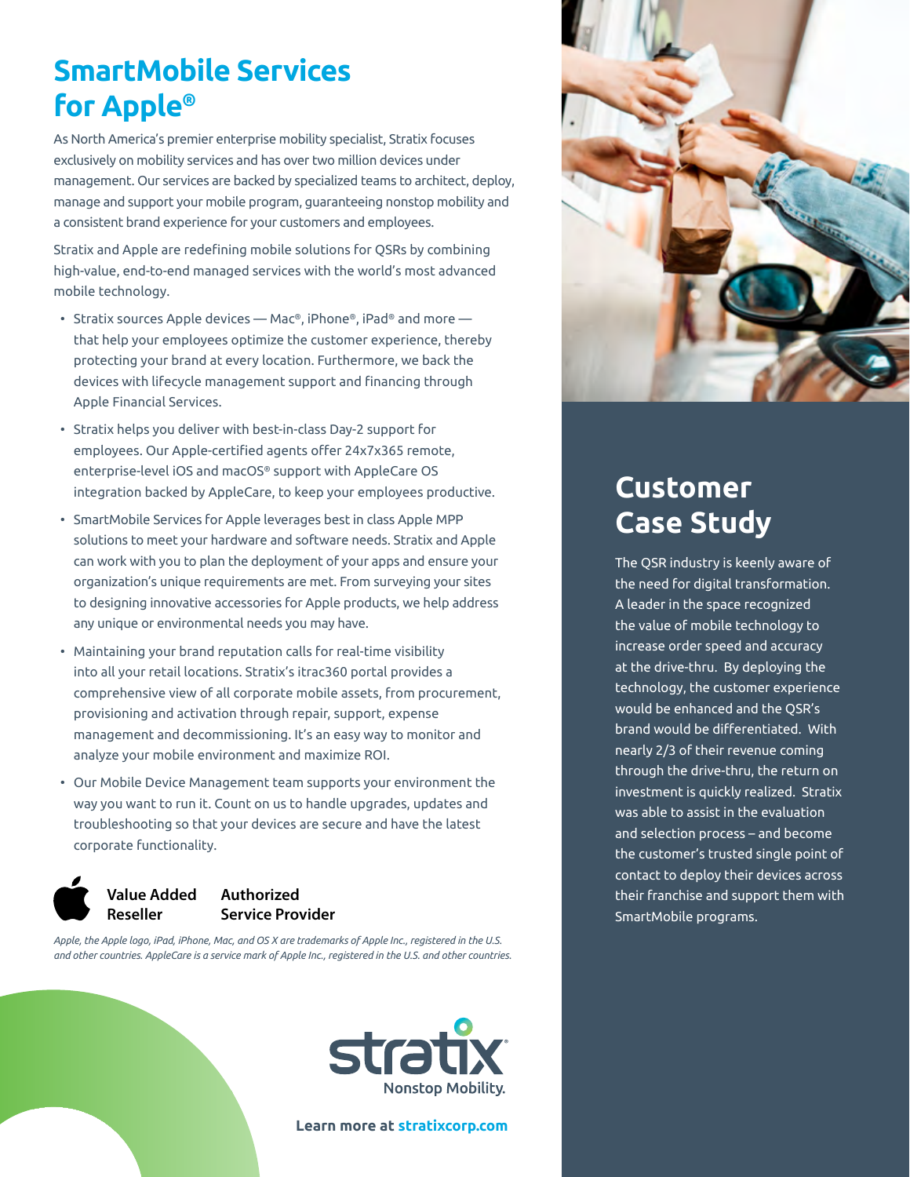# SmartMobile Services for Apple®

As North America's premier enterprise mobility specialist, Stratix focuses exclusively on mobility services and has over two million devices under management. Our services are backed by specialized teams to architect, deploy, manage and support your mobile program, guaranteeing nonstop mobility and a consistent brand experience for your customers and employees.

Stratix and Apple are redefining mobile solutions for QSRs by combining high-value, end-to-end managed services with the world's most advanced mobile technology.

- Stratix sources Apple devices — Mac®, iPhone®, iPad® and more — that help your employees optimize the customer experience, thereby protecting your brand at every location. Furthermore, we back the devices with lifecycle management support and financing through Apple Financial Services.
- Stratix helps you deliver with best-in-class Day-2 support for employees. Our Apple-certified agents offer 24x7x365 remote, enterprise-level iOS and macOS® support with AppleCare OS integration backed by AppleCare, to keep your employees productive.
- SmartMobile Services for Apple leverages best in class Apple MPP solutions to meet your hardware and software needs. Stratix and Apple can work with you to plan the deployment of your apps and ensure your organization's unique requirements are met. From surveying your sites to designing innovative accessories for Apple products, we help address any unique or environmental needs you may have.
- Maintaining your brand reputation calls for real-time visibility into all your retail locations. Stratix's itrac360 portal provides a comprehensive view of all corporate mobile assets, from procurement, provisioning and activation through repair, support, expense management and decommissioning. It's an easy way to monitor and analyze your mobile environment and maximize ROI.
- Our Mobile Device Management team supports your environment the way you want to run it. Count on us to handle upgrades, updates and troubleshooting so that your devices are secure and have the latest corporate functionality.

**Value Added Reseller** **Authorized Service Provider**

*Apple, the Apple logo, iPad, iPhone, Mac, and OS X are trademarks of Apple Inc., registered in the U.S. and other countries. AppleCare is a service mark of Apple Inc., registered in the U.S. and other countries.*

stratix Nonstop Mobility.

**Learn more at stratixcorp.com**

## Customer Case Study

The QSR industry is keenly aware of the need for digital transformation. A leader in the space recognized the value of mobile technology to increase order speed and accuracy at the drive-thru. By deploying the technology, the customer experience would be enhanced and the QSR's brand would be differentiated. With nearly 2/3 of their revenue coming through the drive-thru, the return on investment is quickly realized. Stratix was able to assist in the evaluation and selection process – and become the customer's trusted single point of contact to deploy their devices across their franchise and support them with SmartMobile programs.